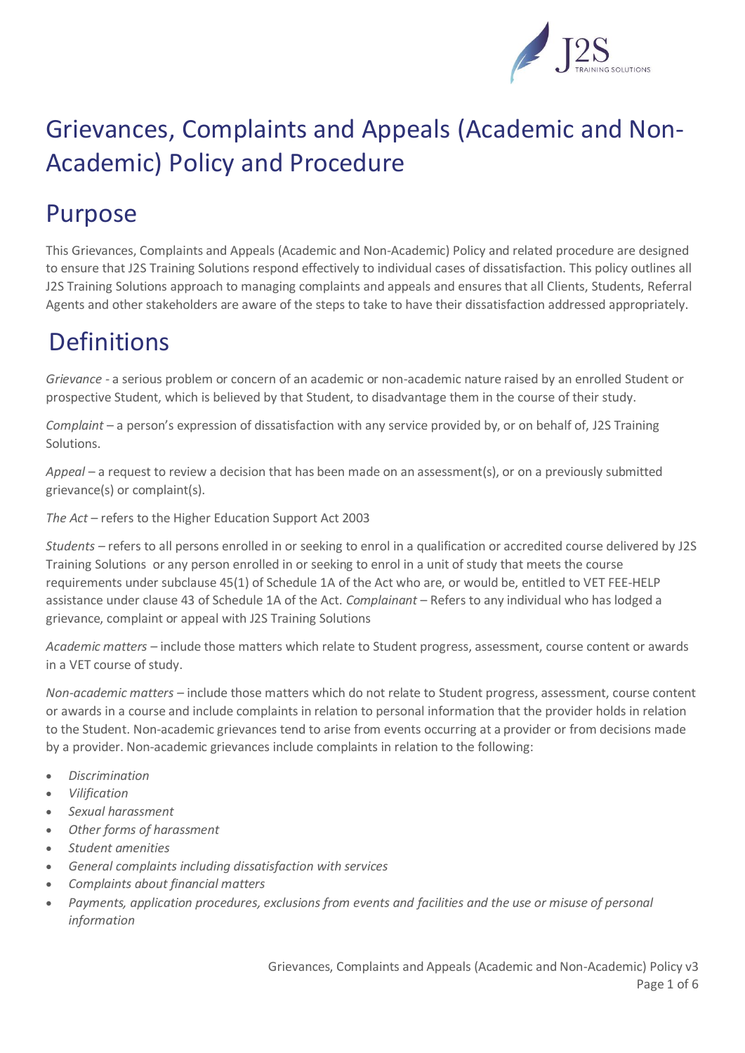# Grievances, Complaints and Appeals (Academic and Non-Academic) Policy and Procedure

## Purpose

This Grievances, Complaints and Appeals (Academic and Non-Academic) Policy and related procedure are designed to ensure that J2S Training Solutions respond effectively to individual cases of dissatisfaction. This policy outlines all J2S Training Solutions approach to managing complaints and appeals and ensures that all Clients, Students, Referral Agents and other stakeholders are aware of the steps to take to have their dissatisfaction addressed appropriately.

## Definitions

*Grievance* - a serious problem or concern of an academic or non-academic nature raised by an enrolled Student or prospective Student, which is believed by that Student, to disadvantage them in the course of their study.

*Complaint* – a person's expression of dissatisfaction with any service provided by, or on behalf of, J2S Training Solutions.

*Appeal* – a request to review a decision that has been made on an assessment(s), or on a previously submitted grievance(s) or complaint(s).

*The Act* – refers to the Higher Education Support Act 2003

*Students* – refers to all persons enrolled in or seeking to enrol in a qualification or accredited course delivered by J2S Training Solutions or any person enrolled in or seeking to enrol in a unit of study that meets the course requirements under subclause 45(1) of Schedule 1A of the Act who are, or would be, entitled to VET FEE-HELP assistance under clause 43 of Schedule 1A of the Act. *Complainant* – Refers to any individual who has lodged a grievance, complaint or appeal with J2S Training Solutions

*Academic matters* – include those matters which relate to Student progress, assessment, course content or awards in a VET course of study.

*Non-academic matters* – include those matters which do not relate to Student progress, assessment, course content or awards in a course and include complaints in relation to personal information that the provider holds in relation to the Student. Non-academic grievances tend to arise from events occurring at a provider or from decisions made by a provider. Non-academic grievances include complaints in relation to the following:

- *Discrimination*
- *Vilification*
- *Sexual harassment*
- *Other forms of harassment*
- *Student amenities*
- *General complaints including dissatisfaction with services*
- *Complaints about financial matters*
- *Payments, application procedures, exclusions from events and facilities and the use or misuse of personal information*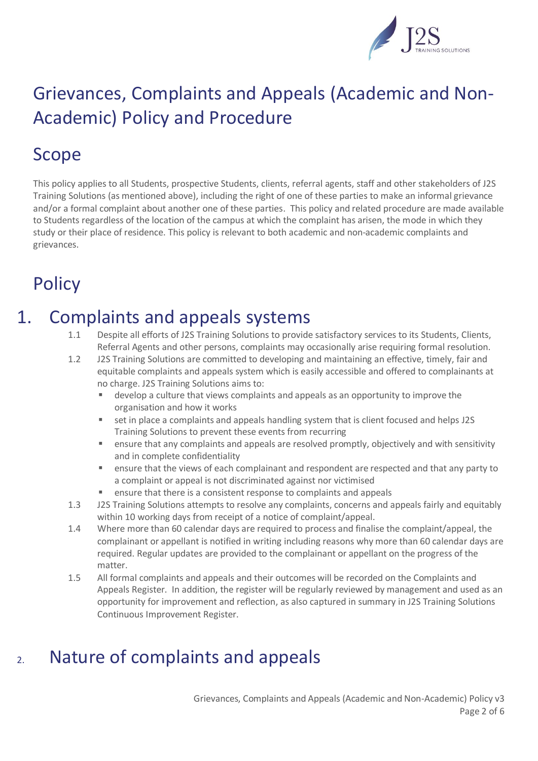# Grievances, Complaints and Appeals (Academic and Non-Academic) Policy and Procedure

## Scope

This policy applies to all Students, prospective Students, clients, referral agents, staff and other stakeholders of J2S Training Solutions (as mentioned above), including the right of one of these parties to make an informal grievance and/or a formal complaint about another one of these parties. This policy and related procedure are made available to Students regardless of the location of the campus at which the complaint has arisen, the mode in which they study or their place of residence. This policy is relevant to both academic and non-academic complaints and grievances.

## Policy

### 1. Complaints and appeals systems

1.1 Despite all efforts of J2S Training Solutions to provide satisfactory services to its Students, Clients, Referral Agents and other persons, complaints may occasionally arise requiring formal resolution.

1.2 J2S Training Solutions are committed to developing and maintaining an effective, timely, fair and equitable complaints and appeals system which is easily accessible and offered to complainants at no charge. J2S Training Solutions aims to:

- develop a culture that views complaints and appeals as an opportunity to improve the organisation and how it works
- set in place a complaints and appeals handling system that is client focused and helps J2S Training Solutions to prevent these events from recurring
- ensure that any complaints and appeals are resolved promptly, objectively and with sensitivity and in complete confidentiality
- ensure that the views of each complainant and respondent are respected and that any party to a complaint or appeal is not discriminated against nor victimised
- ensure that there is a consistent response to complaints and appeals

1.3 J2S Training Solutions attempts to resolve any complaints, concerns and appeals fairly and equitably within 10 working days from receipt of a notice of complaint/appeal.

1.4 Where more than 60 calendar days are required to process and finalise the complaint/appeal, the complainant or appellant is notified in writing including reasons why more than 60 calendar days are required. Regular updates are provided to the complainant or appellant on the progress of the matter.

1.5 All formal complaints and appeals and their outcomes will be recorded on the Complaints and Appeals Register. In addition, the register will be regularly reviewed by management and used as an opportunity for improvement and reflection, as also captured in summary in J2S Training Solutions Continuous Improvement Register.

### 2. Nature of complaints and appeals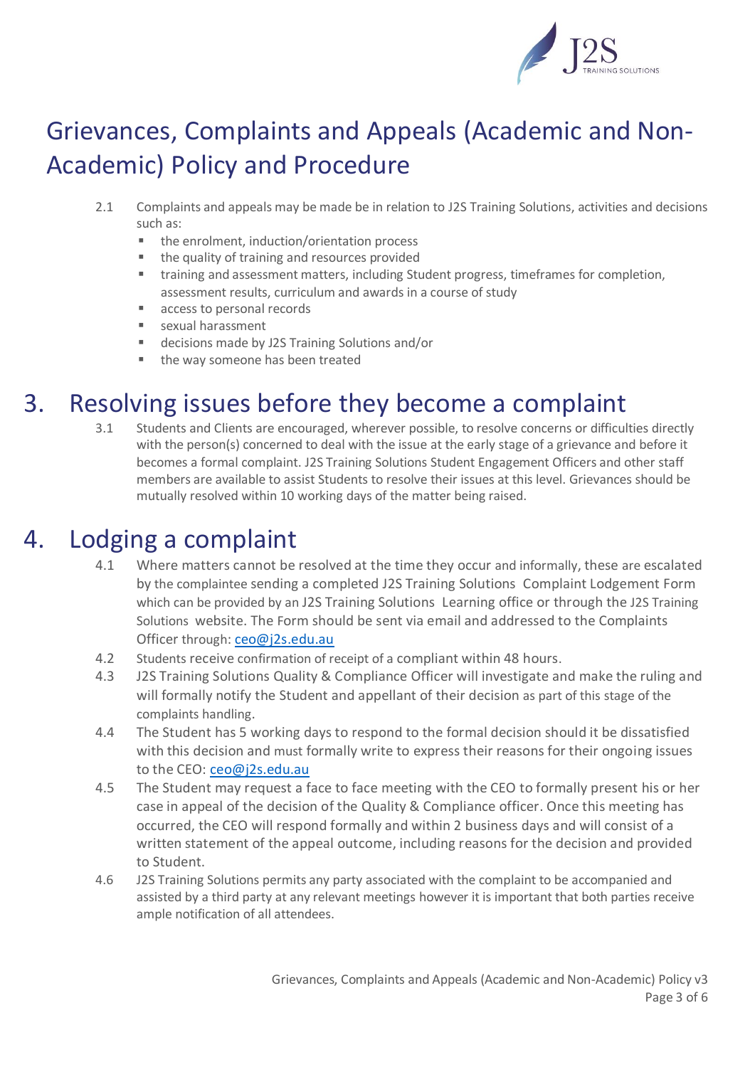# Grievances, Complaints and Appeals (Academic and Non-Academic) Policy and Procedure

2.1 Complaints and appeals may be made be in relation to J2S Training Solutions, activities and decisions such as:

- the enrolment, induction/orientation process
- the quality of training and resources provided
- training and assessment matters, including Student progress, timeframes for completion, assessment results, curriculum and awards in a course of study
- access to personal records
- sexual harassment
- decisions made by J2S Training Solutions and/or
- the way someone has been treated

## 3. Resolving issues before they become a complaint

3.1 Students and Clients are encouraged, wherever possible, to resolve concerns or difficulties directly with the person(s) concerned to deal with the issue at the early stage of a grievance and before it becomes a formal complaint. J2S Training Solutions Student Engagement Officers and other staff members are available to assist Students to resolve their issues at this level. Grievances should be mutually resolved within 10 working days of the matter being raised.

## 4. Lodging a complaint

4.1 Where matters cannot be resolved at the time they occur and informally, these are escalated by the complaintee sending a completed J2S Training Solutions Complaint Lodgement Form which can be provided by an J2S Training Solutions Learning office or through the J2S Training Solutions website. The Form should be sent via email and addressed to the Complaints Officer through: ceo@j2s.edu.au

4.2 Students receive confirmation of receipt of a compliant within 48 hours.

4.3 J2S Training Solutions Quality & Compliance Officer will investigate and make the ruling and will formally notify the Student and appellant of their decision as part of this stage of the complaints handling.

4.4 The Student has 5 working days to respond to the formal decision should it be dissatisfied with this decision and must formally write to express their reasons for their ongoing issues to the CEO: ceo@j2s.edu.au

4.5 The Student may request a face to face meeting with the CEO to formally present his or her case in appeal of the decision of the Quality & Compliance officer. Once this meeting has occurred, the CEO will respond formally and within 2 business days and will consist of a written statement of the appeal outcome, including reasons for the decision and provided to Student.

4.6 J2S Training Solutions permits any party associated with the complaint to be accompanied and assisted by a third party at any relevant meetings however it is important that both parties receive ample notification of all attendees.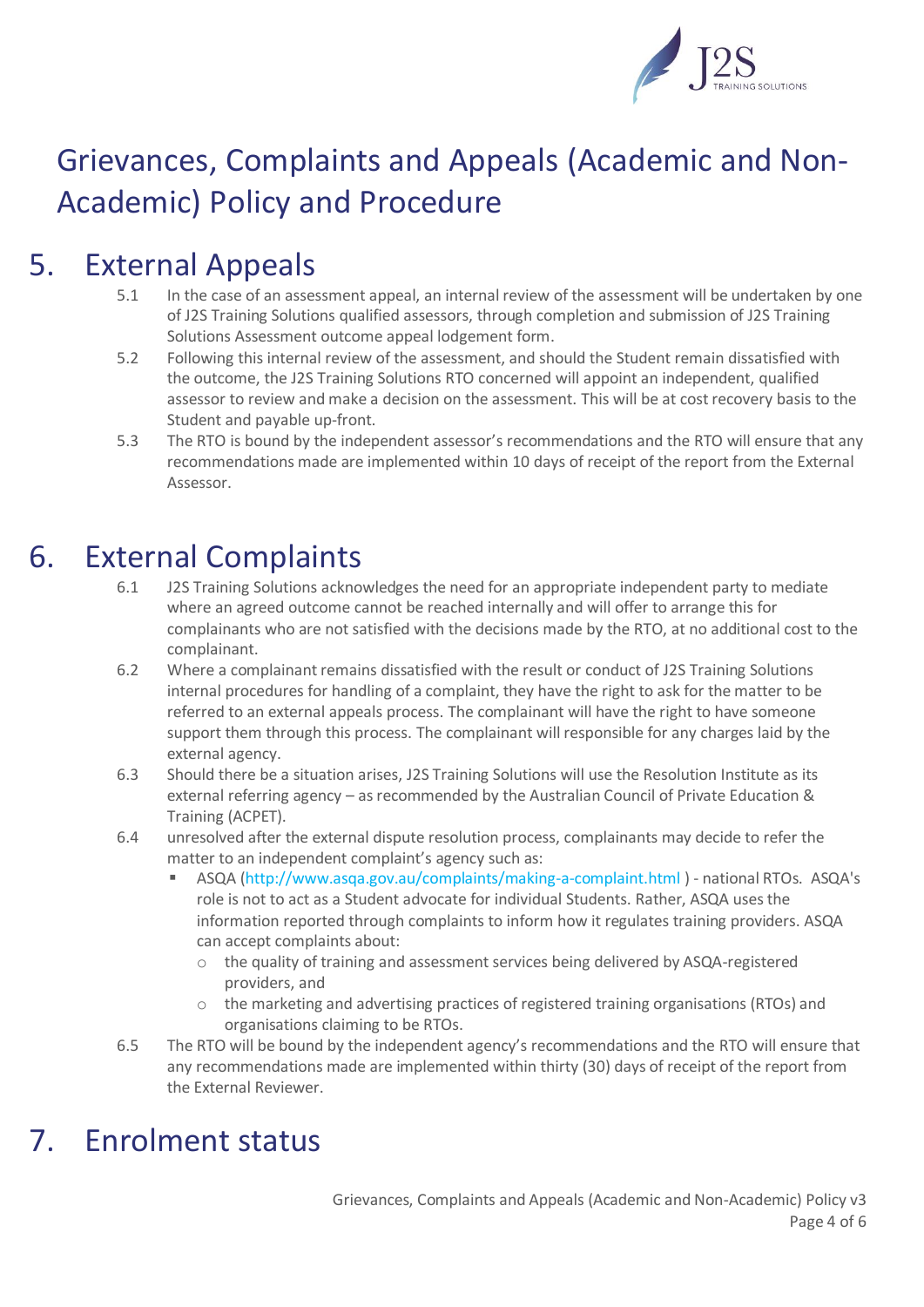# Grievances, Complaints and Appeals (Academic and Non-Academic) Policy and Procedure

## 5. External Appeals

5.1 In the case of an assessment appeal, an internal review of the assessment will be undertaken by one of J2S Training Solutions qualified assessors, through completion and submission of J2S Training Solutions Assessment outcome appeal lodgement form.

5.2 Following this internal review of the assessment, and should the Student remain dissatisfied with the outcome, the J2S Training Solutions RTO concerned will appoint an independent, qualified assessor to review and make a decision on the assessment. This will be at cost recovery basis to the Student and payable up-front.

5.3 The RTO is bound by the independent assessor's recommendations and the RTO will ensure that any recommendations made are implemented within 10 days of receipt of the report from the External Assessor.

## 6. External Complaints

6.1 J2S Training Solutions acknowledges the need for an appropriate independent party to mediate where an agreed outcome cannot be reached internally and will offer to arrange this for complainants who are not satisfied with the decisions made by the RTO, at no additional cost to the complainant.

6.2 Where a complainant remains dissatisfied with the result or conduct of J2S Training Solutions internal procedures for handling of a complaint, they have the right to ask for the matter to be referred to an external appeals process. The complainant will have the right to have someone support them through this process. The complainant will responsible for any charges laid by the external agency.

6.3 Should there be a situation arises, J2S Training Solutions will use the Resolution Institute as its external referring agency – as recommended by the Australian Council of Private Education & Training (ACPET).

6.4 unresolved after the external dispute resolution process, complainants may decide to refer the matter to an independent complaint's agency such as:

- ASQA (http://www.asqa.gov.au/complaints/making-a-complaint.html ) - national RTOs. ASQA's role is not to act as a Student advocate for individual Students. Rather, ASQA uses the information reported through complaints to inform how it regulates training providers. ASQA can accept complaints about:
  - the quality of training and assessment services being delivered by ASQA-registered providers, and
  - the marketing and advertising practices of registered training organisations (RTOs) and organisations claiming to be RTOs.

6.5 The RTO will be bound by the independent agency's recommendations and the RTO will ensure that any recommendations made are implemented within thirty (30) days of receipt of the report from the External Reviewer.

## 7. Enrolment status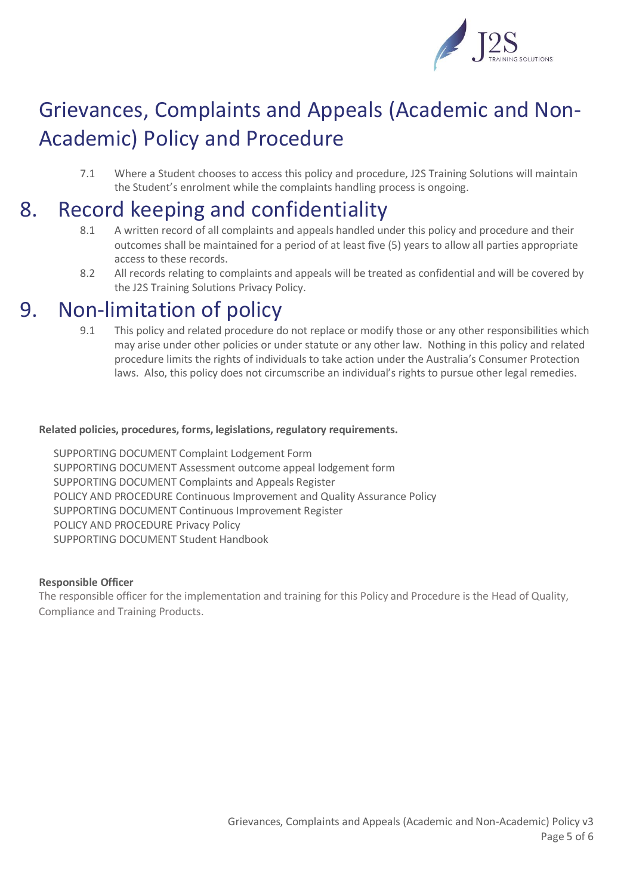# Grievances, Complaints and Appeals (Academic and Non-Academic) Policy and Procedure

7.1 Where a Student chooses to access this policy and procedure, J2S Training Solutions will maintain the Student's enrolment while the complaints handling process is ongoing.

## 8. Record keeping and confidentiality

8.1 A written record of all complaints and appeals handled under this policy and procedure and their outcomes shall be maintained for a period of at least five (5) years to allow all parties appropriate access to these records.

8.2 All records relating to complaints and appeals will be treated as confidential and will be covered by the J2S Training Solutions Privacy Policy.

## 9. Non-limitation of policy

9.1 This policy and related procedure do not replace or modify those or any other responsibilities which may arise under other policies or under statute or any other law. Nothing in this policy and related procedure limits the rights of individuals to take action under the Australia's Consumer Protection laws. Also, this policy does not circumscribe an individual's rights to pursue other legal remedies.

**Related policies, procedures, forms, legislations, regulatory requirements.**

SUPPORTING DOCUMENT Complaint Lodgement Form
SUPPORTING DOCUMENT Assessment outcome appeal lodgement form
SUPPORTING DOCUMENT Complaints and Appeals Register
POLICY AND PROCEDURE Continuous Improvement and Quality Assurance Policy
SUPPORTING DOCUMENT Continuous Improvement Register
POLICY AND PROCEDURE Privacy Policy
SUPPORTING DOCUMENT Student Handbook

**Responsible Officer**

The responsible officer for the implementation and training for this Policy and Procedure is the Head of Quality, Compliance and Training Products.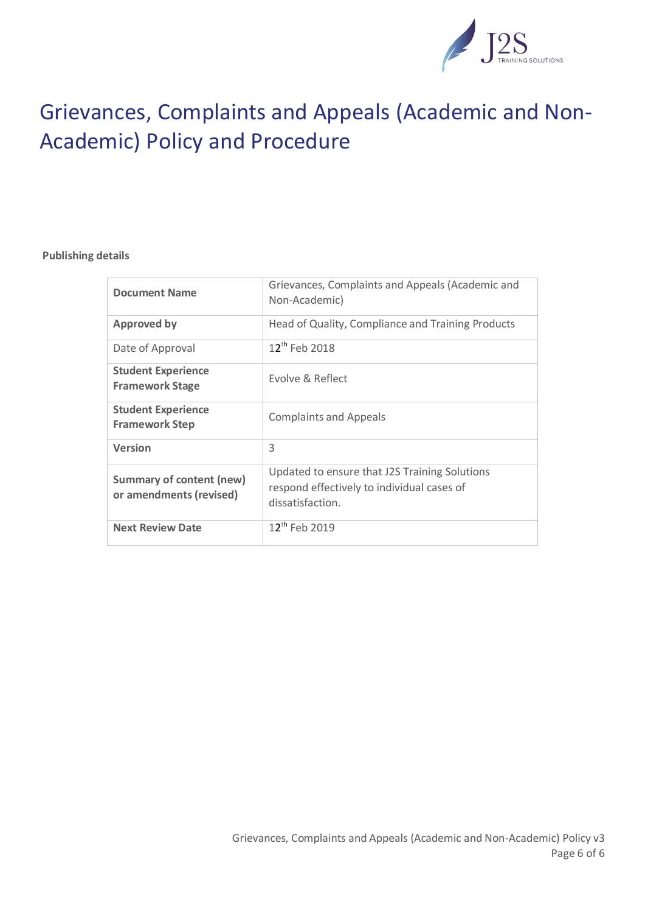# Grievances, Complaints and Appeals (Academic and Non-Academic) Policy and Procedure

**Publishing details**

| | |
|---|---|
| **Document Name** | Grievances, Complaints and Appeals (Academic and Non-Academic) |
| **Approved by** | Head of Quality, Compliance and Training Products |
| Date of Approval | 12th Feb 2018 |
| **Student Experience Framework Stage** | Evolve & Reflect |
| **Student Experience Framework Step** | Complaints and Appeals |
| **Version** | 3 |
| **Summary of content (new) or amendments (revised)** | Updated to ensure that J2S Training Solutions respond effectively to individual cases of dissatisfaction. |
| **Next Review Date** | 12th Feb 2019 |